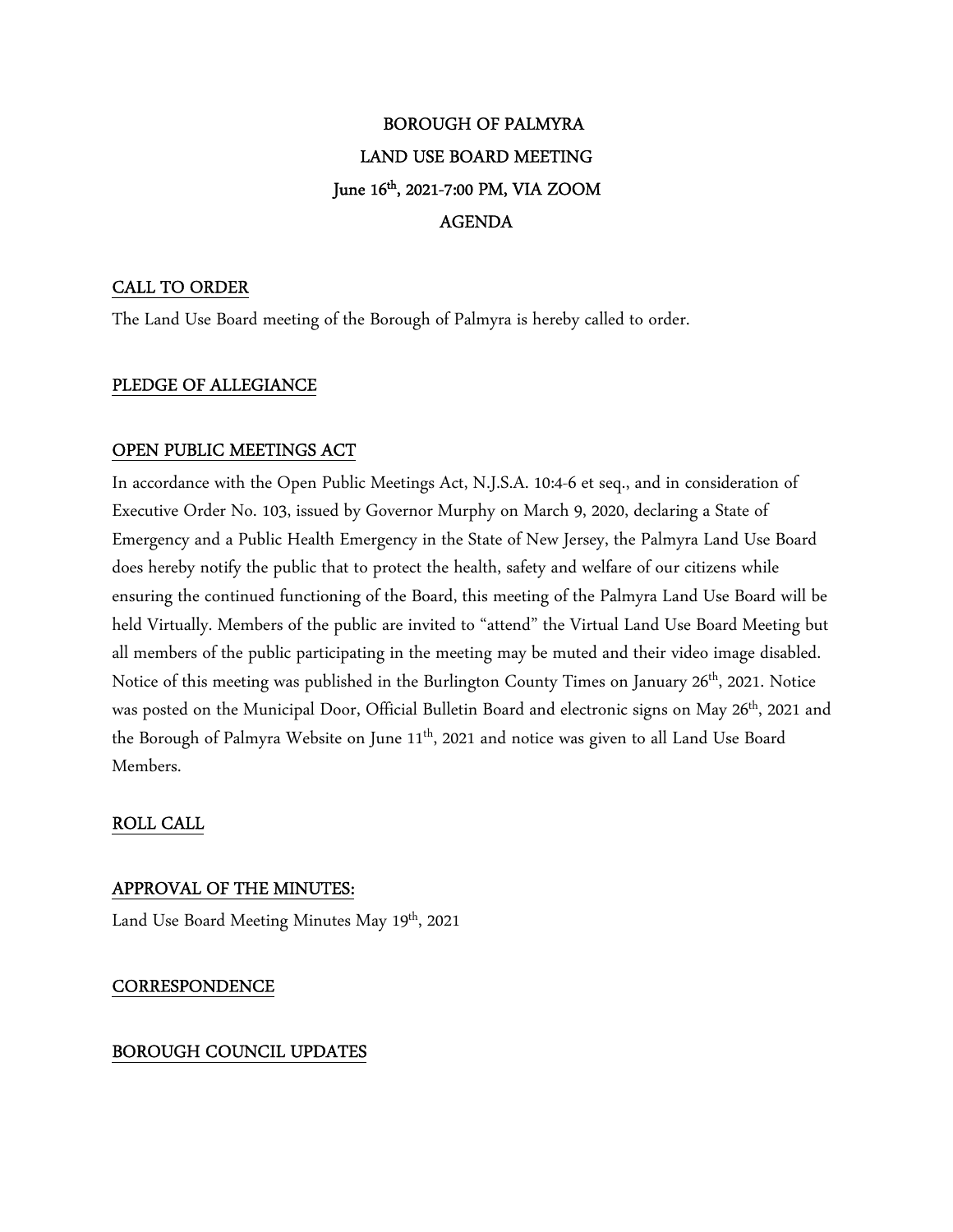# BOROUGH OF PALMYRA
# LAND USE BOARD MEETING
# June 16th, 2021-7:00 PM, VIA ZOOM
# AGENDA

## CALL TO ORDER

The Land Use Board meeting of the Borough of Palmyra is hereby called to order.

## PLEDGE OF ALLEGIANCE

## OPEN PUBLIC MEETINGS ACT

In accordance with the Open Public Meetings Act, N.J.S.A. 10:4-6 et seq., and in consideration of Executive Order No. 103, issued by Governor Murphy on March 9, 2020, declaring a State of Emergency and a Public Health Emergency in the State of New Jersey, the Palmyra Land Use Board does hereby notify the public that to protect the health, safety and welfare of our citizens while ensuring the continued functioning of the Board, this meeting of the Palmyra Land Use Board will be held Virtually. Members of the public are invited to "attend" the Virtual Land Use Board Meeting but all members of the public participating in the meeting may be muted and their video image disabled. Notice of this meeting was published in the Burlington County Times on January 26th, 2021. Notice was posted on the Municipal Door, Official Bulletin Board and electronic signs on May 26th, 2021 and the Borough of Palmyra Website on June 11th, 2021 and notice was given to all Land Use Board Members.

## ROLL CALL

## APPROVAL OF THE MINUTES:

Land Use Board Meeting Minutes May 19th, 2021

## CORRESPONDENCE

## BOROUGH COUNCIL UPDATES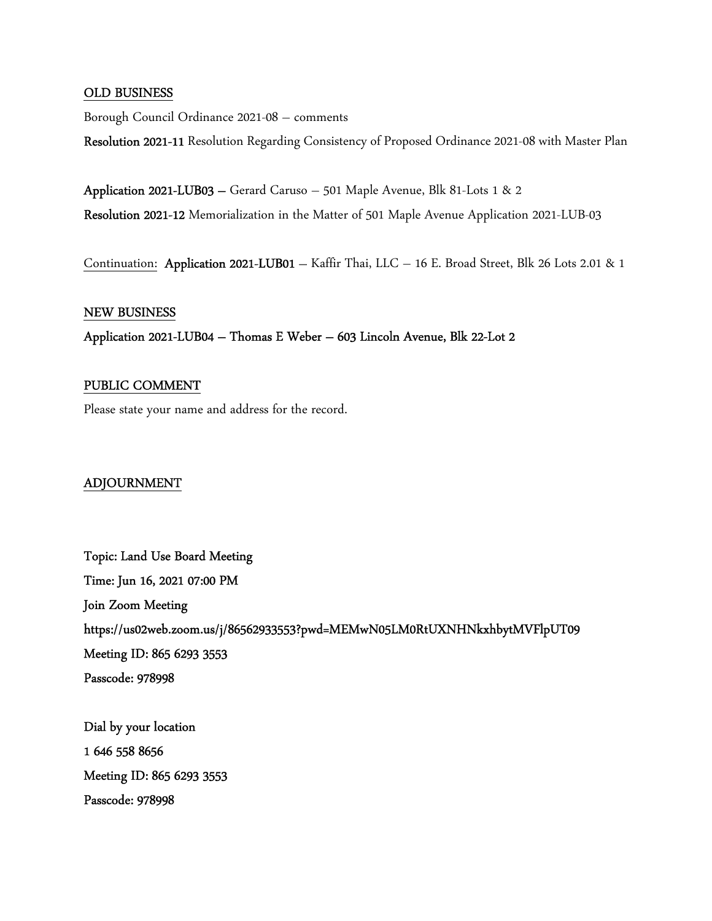## OLD BUSINESS

Borough Council Ordinance 2021-08 – comments

**Resolution 2021-11** Resolution Regarding Consistency of Proposed Ordinance 2021-08 with Master Plan

**Application 2021-LUB03 –** Gerard Caruso – 501 Maple Avenue, Blk 81-Lots 1 & 2

**Resolution 2021-12** Memorialization in the Matter of 501 Maple Avenue Application 2021-LUB-03

Continuation: **Application 2021-LUB01** – Kaffir Thai, LLC – 16 E. Broad Street, Blk 26 Lots 2.01 & 1

## NEW BUSINESS

**Application 2021-LUB04 – Thomas E Weber – 603 Lincoln Avenue, Blk 22-Lot 2**

## PUBLIC COMMENT

Please state your name and address for the record.

## ADJOURNMENT

**Topic: Land Use Board Meeting**

**Time: Jun 16, 2021 07:00 PM**

**Join Zoom Meeting**

**https://us02web.zoom.us/j/86562933553?pwd=MEMwN05LM0RtUXNHNkxhbytMVFlpUT09**

**Meeting ID: 865 6293 3553**

**Passcode: 978998**

**Dial by your location**

**1 646 558 8656**

**Meeting ID: 865 6293 3553**

**Passcode: 978998**